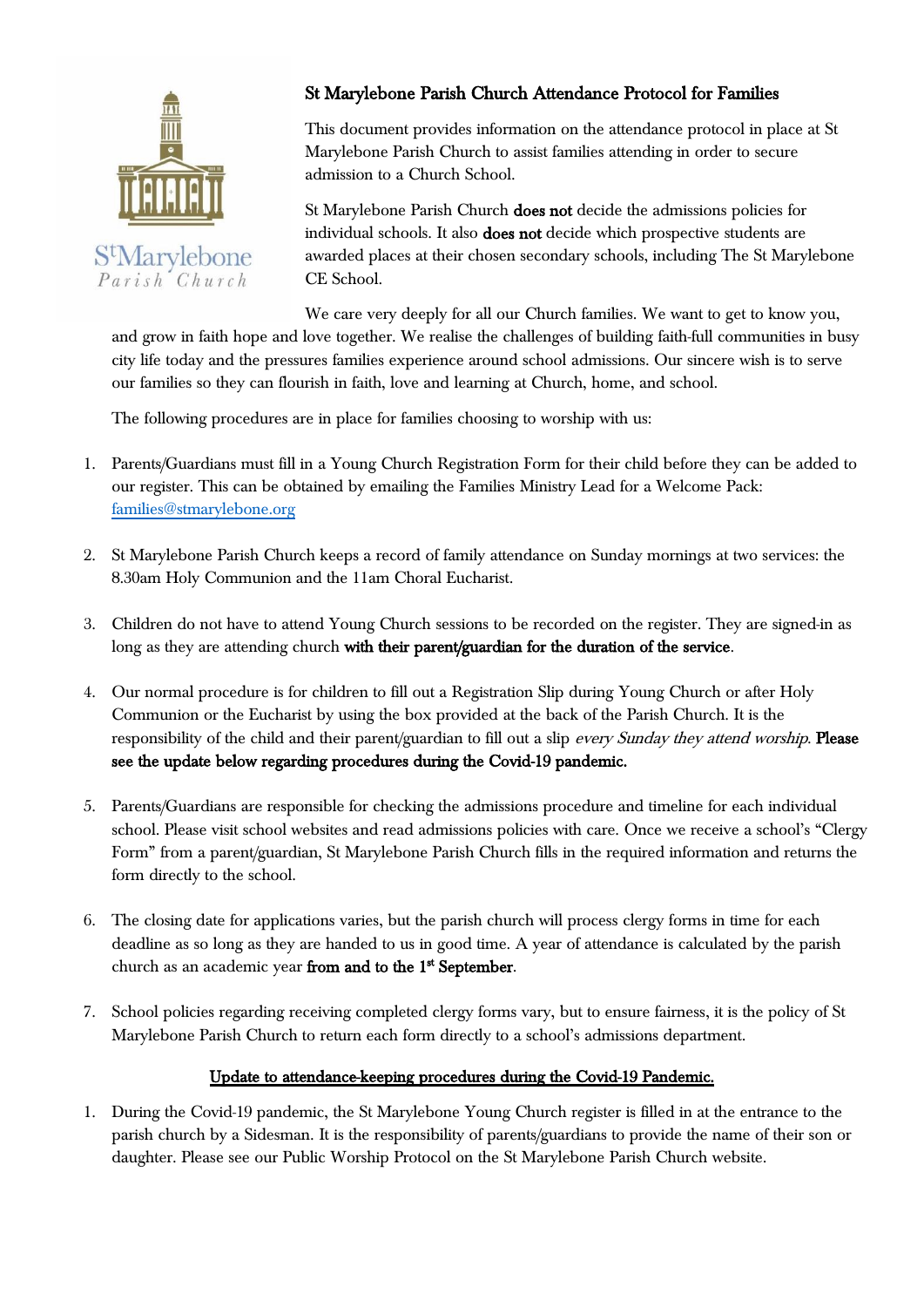# St Marylebone Parish Church Attendance Protocol for Families

This document provides information on the attendance protocol in place at St Marylebone Parish Church to assist families attending in order to secure admission to a Church School.

St Marylebone Parish Church **does not** decide the admissions policies for individual schools. It also **does not** decide which prospective students are awarded places at their chosen secondary schools, including The St Marylebone CE School.

We care very deeply for all our Church families. We want to get to know you, and grow in faith hope and love together. We realise the challenges of building faith-full communities in busy city life today and the pressures families experience around school admissions. Our sincere wish is to serve our families so they can flourish in faith, love and learning at Church, home, and school.

The following procedures are in place for families choosing to worship with us:

1. Parents/Guardians must fill in a Young Church Registration Form for their child before they can be added to our register. This can be obtained by emailing the Families Ministry Lead for a Welcome Pack: families@stmarylebone.org

2. St Marylebone Parish Church keeps a record of family attendance on Sunday mornings at two services: the 8.30am Holy Communion and the 11am Choral Eucharist.

3. Children do not have to attend Young Church sessions to be recorded on the register. They are signed-in as long as they are attending church **with their parent/guardian for the duration of the service**.

4. Our normal procedure is for children to fill out a Registration Slip during Young Church or after Holy Communion or the Eucharist by using the box provided at the back of the Parish Church. It is the responsibility of the child and their parent/guardian to fill out a slip *every Sunday they attend worship*. **Please see the update below regarding procedures during the Covid-19 pandemic.**

5. Parents/Guardians are responsible for checking the admissions procedure and timeline for each individual school. Please visit school websites and read admissions policies with care. Once we receive a school's "Clergy Form" from a parent/guardian, St Marylebone Parish Church fills in the required information and returns the form directly to the school.

6. The closing date for applications varies, but the parish church will process clergy forms in time for each deadline as so long as they are handed to us in good time. A year of attendance is calculated by the parish church as an academic year **from and to the 1st September**.

7. School policies regarding receiving completed clergy forms vary, but to ensure fairness, it is the policy of St Marylebone Parish Church to return each form directly to a school's admissions department.

## Update to attendance-keeping procedures during the Covid-19 Pandemic.

1. During the Covid-19 pandemic, the St Marylebone Young Church register is filled in at the entrance to the parish church by a Sidesman. It is the responsibility of parents/guardians to provide the name of their son or daughter. Please see our Public Worship Protocol on the St Marylebone Parish Church website.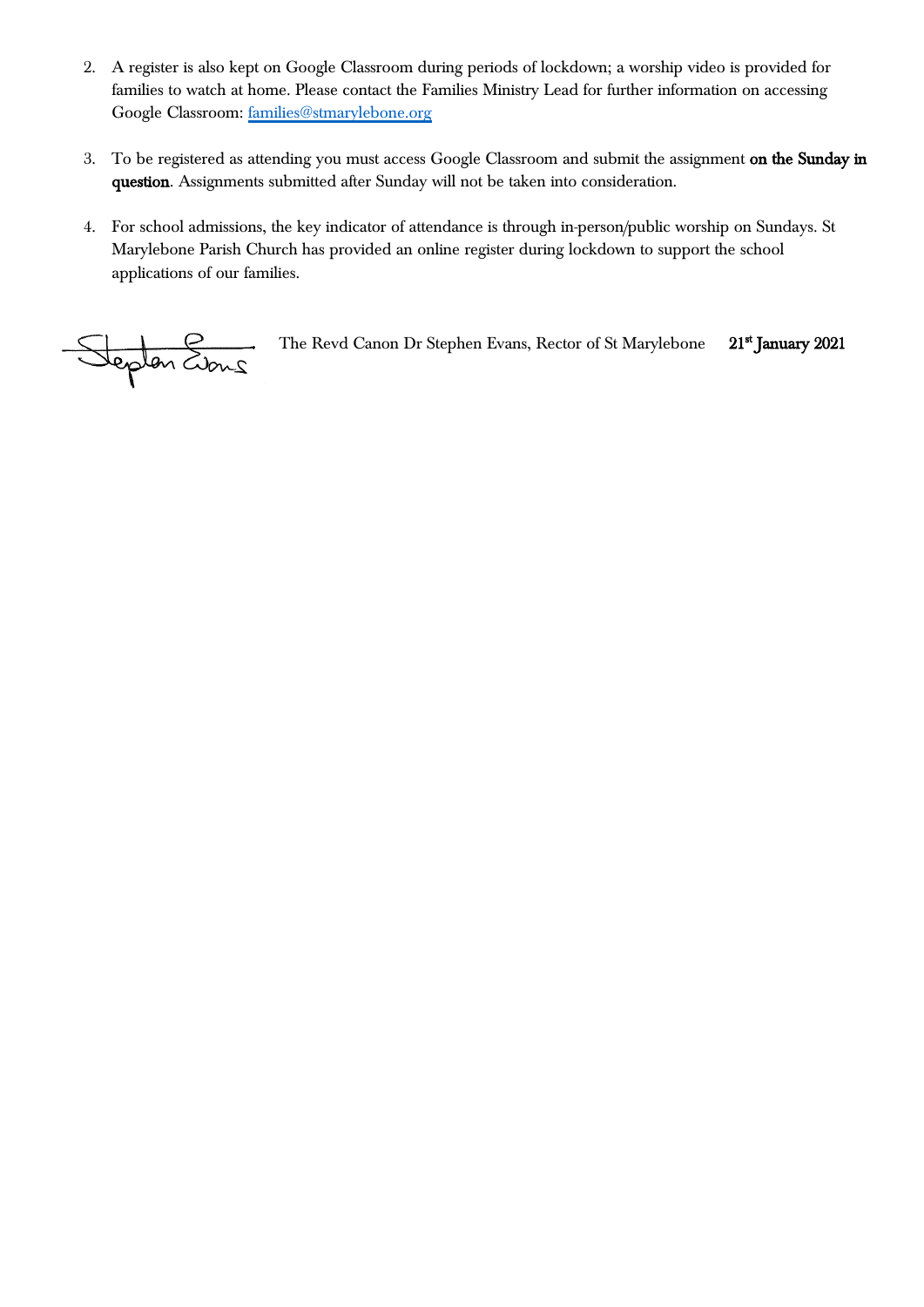2. A register is also kept on Google Classroom during periods of lockdown; a worship video is provided for families to watch at home. Please contact the Families Ministry Lead for further information on accessing Google Classroom: families@stmarylebone.org

3. To be registered as attending you must access Google Classroom and submit the assignment **on the Sunday in question**. Assignments submitted after Sunday will not be taken into consideration.

4. For school admissions, the key indicator of attendance is through in-person/public worship on Sundays. St Marylebone Parish Church has provided an online register during lockdown to support the school applications of our families.

Stephen Evans

The Revd Canon Dr Stephen Evans, Rector of St Marylebone **21st January 2021**